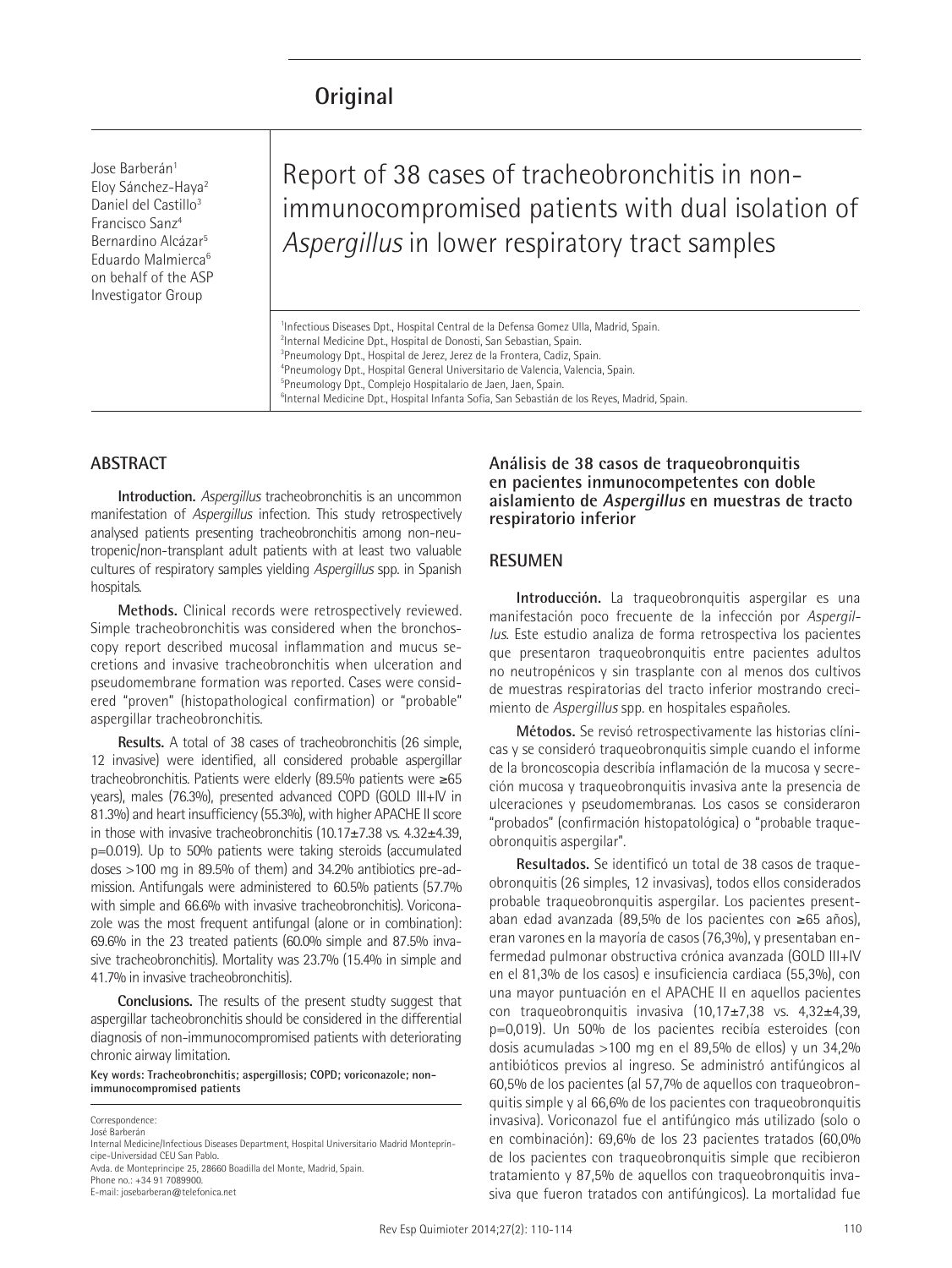Original

# Report of 38 cases of tracheobronchitis in non-immunocompromised patients with dual isolation of *Aspergillus* in lower respiratory tract samples

Jose Barberán[1]
Eloy Sánchez-Haya[2]
Daniel del Castillo[3]
Francisco Sanz[4]
Bernardino Alcázar[5]
Eduardo Malmierca[6]
on behalf of the ASP Investigator Group

[1]Infectious Diseases Dpt., Hospital Central de la Defensa Gomez Ulla, Madrid, Spain.
[2]Internal Medicine Dpt., Hospital de Donosti, San Sebastian, Spain.
[3]Pneumology Dpt., Hospital de Jerez, Jerez de la Frontera, Cadiz, Spain.
[4]Pneumology Dpt., Hospital General Universitario de Valencia, Valencia, Spain.
[5]Pneumology Dpt., Complejo Hospitalario de Jaen, Jaen, Spain.
[6]Internal Medicine Dpt., Hospital Infanta Sofia, San Sebastián de los Reyes, Madrid, Spain.

## ABSTRACT

**Introduction.** *Aspergillus* tracheobronchitis is an uncommon manifestation of *Aspergillus* infection. This study retrospectively analysed patients presenting tracheobronchitis among non-neutropenic/non-transplant adult patients with at least two valuable cultures of respiratory samples yielding *Aspergillus* spp. in Spanish hospitals.

**Methods.** Clinical records were retrospectively reviewed. Simple tracheobronchitis was considered when the bronchoscopy report described mucosal inflammation and mucus secretions and invasive tracheobronchitis when ulceration and pseudomembrane formation was reported. Cases were considered "proven" (histopathological confirmation) or "probable" aspergillar tracheobronchitis.

**Results.** A total of 38 cases of tracheobronchitis (26 simple, 12 invasive) were identified, all considered probable aspergillar tracheobronchitis. Patients were elderly (89.5% patients were ≥65 years), males (76.3%), presented advanced COPD (GOLD III+IV in 81.3%) and heart insufficiency (55.3%), with higher APACHE II score in those with invasive tracheobronchitis (10.17±7.38 vs. 4.32±4.39, p=0.019). Up to 50% patients were taking steroids (accumulated doses >100 mg in 89.5% of them) and 34.2% antibiotics pre-admission. Antifungals were administered to 60.5% patients (57.7% with simple and 66.6% with invasive tracheobronchitis). Voriconazole was the most frequent antifungal (alone or in combination): 69.6% in the 23 treated patients (60.0% simple and 87.5% invasive tracheobronchitis). Mortality was 23.7% (15.4% in simple and 41.7% in invasive tracheobronchitis).

**Conclusions.** The results of the present studty suggest that aspergillar tacheobronchitis should be considered in the differential diagnosis of non-immunocompromised patients with deteriorating chronic airway limitation.

**Key words: Tracheobronchitis; aspergillosis; COPD; voriconazole; non-immunocompromised patients**

Correspondence:
José Barberán
Internal Medicine/Infectious Diseases Department, Hospital Universitario Madrid Montepríncipe-Universidad CEU San Pablo.
Avda. de Montepríncipe 25, 28660 Boadilla del Monte, Madrid, Spain.
Phone no.: +34 91 7089900.
E-mail: josebarberan@telefonica.net

### Análisis de 38 casos de traqueobronquitis en pacientes inmunocompetentes con doble aislamiento de *Aspergillus* en muestras de tracto respiratorio inferior

## RESUMEN

**Introducción.** La traqueobronquitis aspergilar es una manifestación poco frecuente de la infección por *Aspergillus*. Este estudio analiza de forma retrospectiva los pacientes que presentaron traqueobronquitis entre pacientes adultos no neutropénicos y sin trasplante con al menos dos cultivos de muestras respiratorias del tracto inferior mostrando crecimiento de *Aspergillus* spp. en hospitales españoles.

**Métodos.** Se revisó retrospectivamente las historias clínicas y se consideró traqueobronquitis simple cuando el informe de la broncoscopia describía inflamación de la mucosa y secreción mucosa y traqueobronquitis invasiva ante la presencia de ulceraciones y pseudomembranas. Los casos se consideraron "probados" (confirmación histopatológica) o "probable traqueobronquitis aspergilar".

**Resultados.** Se identificó un total de 38 casos de traqueobronquitis (26 simples, 12 invasivas), todos ellos considerados probable traqueobronquitis aspergilar. Los pacientes presentaban edad avanzada (89,5% de los pacientes con ≥65 años), eran varones en la mayoría de casos (76,3%), y presentaban enfermedad pulmonar obstructiva crónica avanzada (GOLD III+IV en el 81,3% de los casos) e insuficiencia cardiaca (55,3%), con una mayor puntuación en el APACHE II en aquellos pacientes con traqueobronquitis invasiva (10,17±7,38 vs. 4,32±4,39, p=0,019). Un 50% de los pacientes recibía esteroides (con dosis acumuladas >100 mg en el 89,5% de ellos) y un 34,2% antibióticos previos al ingreso. Se administró antifúngicos al 60,5% de los pacientes (al 57,7% de aquellos con traqueobronquitis simple y al 66,6% de los pacientes con traqueobronquitis invasiva). Voriconazol fue el antifúngico más utilizado (solo o en combinación): 69,6% de los 23 pacientes tratados (60,0% de los pacientes con traqueobronquitis simple que recibieron tratamiento y 87,5% de aquellos con traqueobronquitis invasiva que fueron tratados con antifúngicos). La mortalidad fue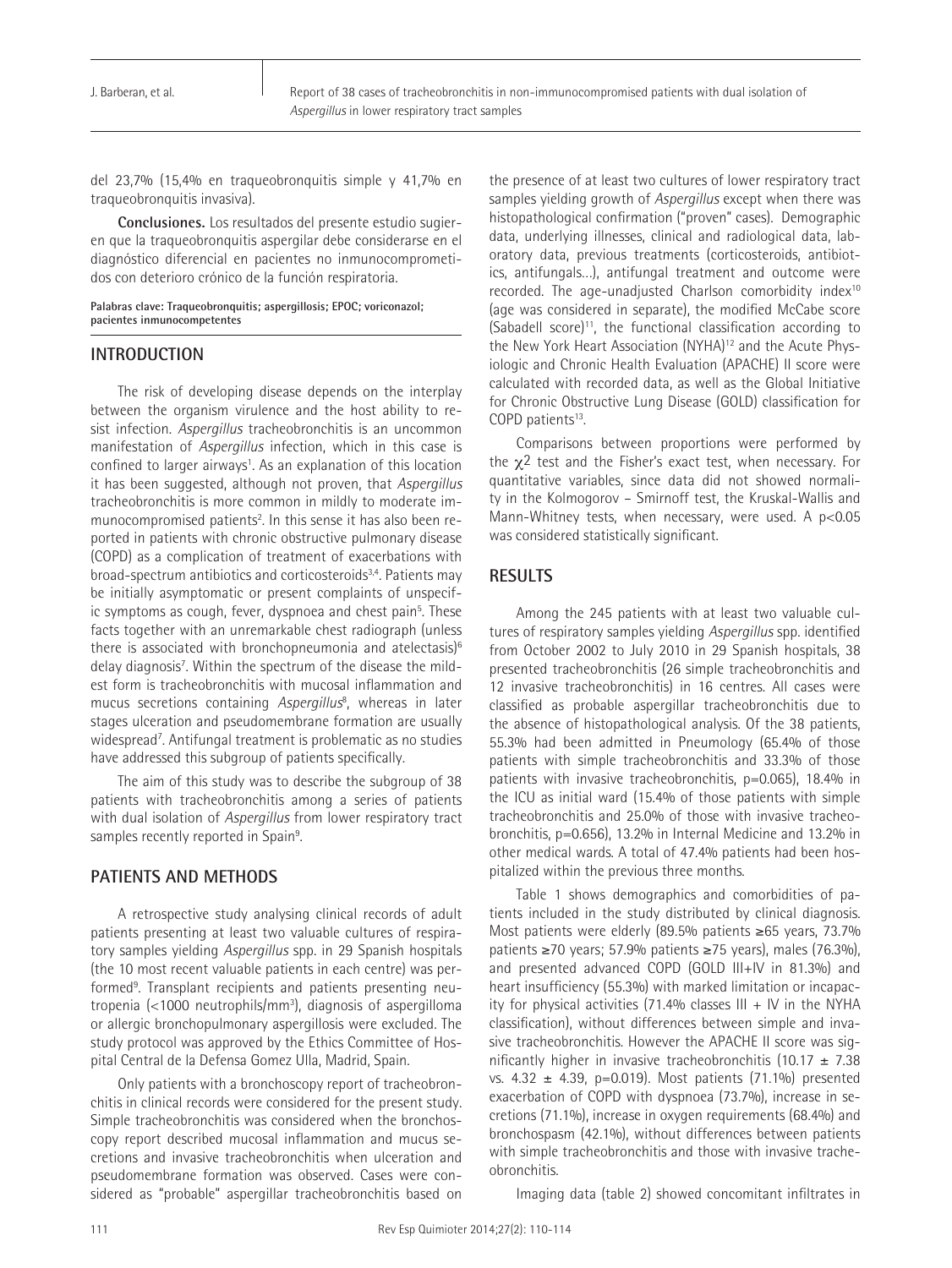del 23,7% (15,4% en traqueobronquitis simple y 41,7% en traqueobronquitis invasiva).

**Conclusiones.** Los resultados del presente estudio sugieren que la traqueobronquitis aspergilar debe considerarse en el diagnóstico diferencial en pacientes no inmunocomprometidos con deterioro crónico de la función respiratoria.

**Palabras clave: Traqueobronquitis; aspergillosis; EPOC; voriconazol; pacientes inmunocompetentes**

## INTRODUCTION

The risk of developing disease depends on the interplay between the organism virulence and the host ability to resist infection. *Aspergillus* tracheobronchitis is an uncommon manifestation of *Aspergillus* infection, which in this case is confined to larger airways[1]. As an explanation of this location it has been suggested, although not proven, that *Aspergillus* tracheobronchitis is more common in mildly to moderate immunocompromised patients[2]. In this sense it has also been reported in patients with chronic obstructive pulmonary disease (COPD) as a complication of treatment of exacerbations with broad-spectrum antibiotics and corticosteroids[3,4]. Patients may be initially asymptomatic or present complaints of unspecific symptoms as cough, fever, dyspnoea and chest pain[5]. These facts together with an unremarkable chest radiograph (unless there is associated with bronchopneumonia and atelectasis)[6] delay diagnosis[7]. Within the spectrum of the disease the mildest form is tracheobronchitis with mucosal inflammation and mucus secretions containing *Aspergillus*[8], whereas in later stages ulceration and pseudomembrane formation are usually widespread[7]. Antifungal treatment is problematic as no studies have addressed this subgroup of patients specifically.

The aim of this study was to describe the subgroup of 38 patients with tracheobronchitis among a series of patients with dual isolation of *Aspergillus* from lower respiratory tract samples recently reported in Spain[9].

## PATIENTS AND METHODS

A retrospective study analysing clinical records of adult patients presenting at least two valuable cultures of respiratory samples yielding *Aspergillus* spp. in 29 Spanish hospitals (the 10 most recent valuable patients in each centre) was performed[9]. Transplant recipients and patients presenting neutropenia (<1000 neutrophils/mm$^3$), diagnosis of aspergilloma or allergic bronchopulmonary aspergillosis were excluded. The study protocol was approved by the Ethics Committee of Hospital Central de la Defensa Gomez Ulla, Madrid, Spain.

Only patients with a bronchoscopy report of tracheobronchitis in clinical records were considered for the present study. Simple tracheobronchitis was considered when the bronchoscopy report described mucosal inflammation and mucus secretions and invasive tracheobronchitis when ulceration and pseudomembrane formation was observed. Cases were considered as "probable" aspergillar tracheobronchitis based on the presence of at least two cultures of lower respiratory tract samples yielding growth of *Aspergillus* except when there was histopathological confirmation ("proven" cases). Demographic data, underlying illnesses, clinical and radiological data, laboratory data, previous treatments (corticosteroids, antibiotics, antifungals…), antifungal treatment and outcome were recorded. The age-unadjusted Charlson comorbidity index[10] (age was considered in separate), the modified McCabe score (Sabadell score)[11], the functional classification according to the New York Heart Association (NYHA)[12] and the Acute Physiologic and Chronic Health Evaluation (APACHE) II score were calculated with recorded data, as well as the Global Initiative for Chronic Obstructive Lung Disease (GOLD) classification for COPD patients[13].

Comparisons between proportions were performed by the $\chi^2$ test and the Fisher's exact test, when necessary. For quantitative variables, since data did not showed normality in the Kolmogorov – Smirnoff test, the Kruskal-Wallis and Mann-Whitney tests, when necessary, were used. A $p<0.05$ was considered statistically significant.

## RESULTS

Among the 245 patients with at least two valuable cultures of respiratory samples yielding *Aspergillus* spp. identified from October 2002 to July 2010 in 29 Spanish hospitals, 38 presented tracheobronchitis (26 simple tracheobronchitis and 12 invasive tracheobronchitis) in 16 centres. All cases were classified as probable aspergillar tracheobronchitis due to the absence of histopathological analysis. Of the 38 patients, 55.3% had been admitted in Pneumology (65.4% of those patients with simple tracheobronchitis and 33.3% of those patients with invasive tracheobronchitis, p=0.065), 18.4% in the ICU as initial ward (15.4% of those patients with simple tracheobronchitis and 25.0% of those with invasive tracheobronchitis, p=0.656), 13.2% in Internal Medicine and 13.2% in other medical wards. A total of 47.4% patients had been hospitalized within the previous three months.

Table 1 shows demographics and comorbidities of patients included in the study distributed by clinical diagnosis. Most patients were elderly (89.5% patients ≥65 years, 73.7% patients ≥70 years; 57.9% patients ≥75 years), males (76.3%), and presented advanced COPD (GOLD III+IV in 81.3%) and heart insufficiency (55.3%) with marked limitation or incapacity for physical activities (71.4% classes III + IV in the NYHA classification), without differences between simple and invasive tracheobronchitis. However the APACHE II score was significantly higher in invasive tracheobronchitis (10.17 ± 7.38 vs. 4.32 ± 4.39, p=0.019). Most patients (71.1%) presented exacerbation of COPD with dyspnoea (73.7%), increase in secretions (71.1%), increase in oxygen requirements (68.4%) and bronchospasm (42.1%), without differences between patients with simple tracheobronchitis and those with invasive tracheobronchitis.

Imaging data (table 2) showed concomitant infiltrates in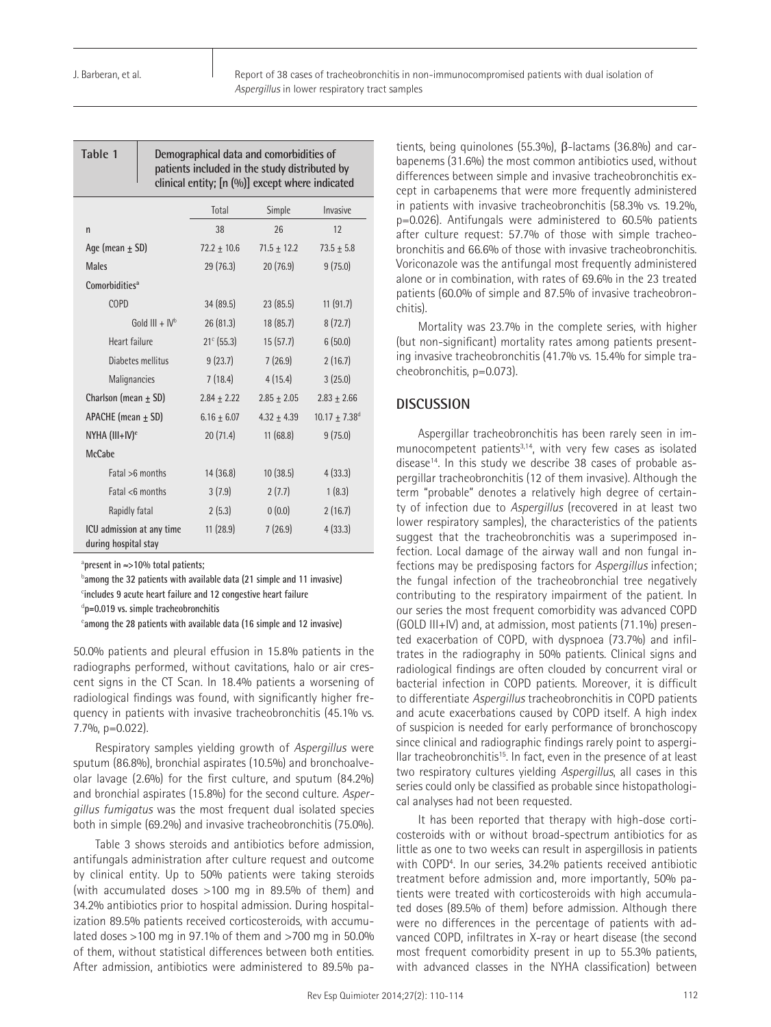| Table 1 | Demographical data and comorbidities of patients included in the study distributed by clinical entity; [n (%)] except where indicated | | |
|---|---|---|---|
| | Total | Simple | Invasive |
| n | 38 | 26 | 12 |
| Age (mean ± SD) | 72.2 ± 10.6 | 71.5 ± 12.2 | 73.5 ± 5.8 |
| Males | 29 (76.3) | 20 (76.9) | 9 (75.0) |
| Comorbidities[a] | | | |
| COPD | 34 (89.5) | 23 (85.5) | 11 (91.7) |
| Gold III + IV[b] | 26 (81.3) | 18 (85.7) | 8 (72.7) |
| Heart failure | 21[c] (55.3) | 15 (57.7) | 6 (50.0) |
| Diabetes mellitus | 9 (23.7) | 7 (26.9) | 2 (16.7) |
| Malignancies | 7 (18.4) | 4 (15.4) | 3 (25.0) |
| Charlson (mean ± SD) | 2.84 ± 2.22 | 2.85 ± 2.05 | 2.83 ± 2.66 |
| APACHE (mean ± SD) | 6.16 ± 6.07 | 4.32 ± 4.39 | 10.17 ± 7.38[d] |
| NYHA (III+IV)[e] | 20 (71.4) | 11 (68.8) | 9 (75.0) |
| McCabe | | | |
| Fatal >6 months | 14 (36.8) | 10 (38.5) | 4 (33.3) |
| Fatal <6 months | 3 (7.9) | 2 (7.7) | 1 (8.3) |
| Rapidly fatal | 2 (5.3) | 0 (0.0) | 2 (16.7) |
| ICU admission at any time during hospital stay | 11 (28.9) | 7 (26.9) | 4 (33.3) |

[a]present in =>10% total patients;
[b]among the 32 patients with available data (21 simple and 11 invasive)
[c]includes 9 acute heart failure and 12 congestive heart failure
[d]p=0.019 vs. simple tracheobronchitis
[e]among the 28 patients with available data (16 simple and 12 invasive)

50.0% patients and pleural effusion in 15.8% patients in the radiographs performed, without cavitations, halo or air crescent signs in the CT Scan. In 18.4% patients a worsening of radiological findings was found, with significantly higher frequency in patients with invasive tracheobronchitis (45.1% vs. 7.7%, p=0.022).

Respiratory samples yielding growth of *Aspergillus* were sputum (86.8%), bronchial aspirates (10.5%) and bronchoalveolar lavage (2.6%) for the first culture, and sputum (84.2%) and bronchial aspirates (15.8%) for the second culture. *Aspergillus fumigatus* was the most frequent dual isolated species both in simple (69.2%) and invasive tracheobronchitis (75.0%).

Table 3 shows steroids and antibiotics before admission, antifungals administration after culture request and outcome by clinical entity. Up to 50% patients were taking steroids (with accumulated doses >100 mg in 89.5% of them) and 34.2% antibiotics prior to hospital admission. During hospitalization 89.5% patients received corticosteroids, with accumulated doses >100 mg in 97.1% of them and >700 mg in 50.0% of them, without statistical differences between both entities. After admission, antibiotics were administered to 89.5% patients, being quinolones (55.3%), β-lactams (36.8%) and carbapenems (31.6%) the most common antibiotics used, without differences between simple and invasive tracheobronchitis except in carbapenems that were more frequently administered in patients with invasive tracheobronchitis (58.3% vs. 19.2%, p=0.026). Antifungals were administered to 60.5% patients after culture request: 57.7% of those with simple tracheobronchitis and 66.6% of those with invasive tracheobronchitis. Voriconazole was the antifungal most frequently administered alone or in combination, with rates of 69.6% in the 23 treated patients (60.0% of simple and 87.5% of invasive tracheobronchitis).

Mortality was 23.7% in the complete series, with higher (but non-significant) mortality rates among patients presenting invasive tracheobronchitis (41.7% vs. 15.4% for simple tracheobronchitis, p=0.073).

## DISCUSSION

Aspergillar tracheobronchitis has been rarely seen in immunocompetent patients[3,14], with very few cases as isolated disease[14]. In this study we describe 38 cases of probable aspergillar tracheobronchitis (12 of them invasive). Although the term "probable" denotes a relatively high degree of certainty of infection due to *Aspergillus* (recovered in at least two lower respiratory samples), the characteristics of the patients suggest that the tracheobronchitis was a superimposed infection. Local damage of the airway wall and non fungal infections may be predisposing factors for *Aspergillus* infection; the fungal infection of the tracheobronchial tree negatively contributing to the respiratory impairment of the patient. In our series the most frequent comorbidity was advanced COPD (GOLD III+IV) and, at admission, most patients (71.1%) presented exacerbation of COPD, with dyspnoea (73.7%) and infiltrates in the radiography in 50% patients. Clinical signs and radiological findings are often clouded by concurrent viral or bacterial infection in COPD patients. Moreover, it is difficult to differentiate *Aspergillus* tracheobronchitis in COPD patients and acute exacerbations caused by COPD itself. A high index of suspicion is needed for early performance of bronchoscopy since clinical and radiographic findings rarely point to aspergillar tracheobronchitis[15]. In fact, even in the presence of at least two respiratory cultures yielding *Aspergillus*, all cases in this series could only be classified as probable since histopathological analyses had not been requested.

It has been reported that therapy with high-dose corticosteroids with or without broad-spectrum antibiotics for as little as one to two weeks can result in aspergillosis in patients with COPD[4]. In our series, 34.2% patients received antibiotic treatment before admission and, more importantly, 50% patients were treated with corticosteroids with high accumulated doses (89.5% of them) before admission. Although there were no differences in the percentage of patients with advanced COPD, infiltrates in X-ray or heart disease (the second most frequent comorbidity present in up to 55.3% patients, with advanced classes in the NYHA classification) between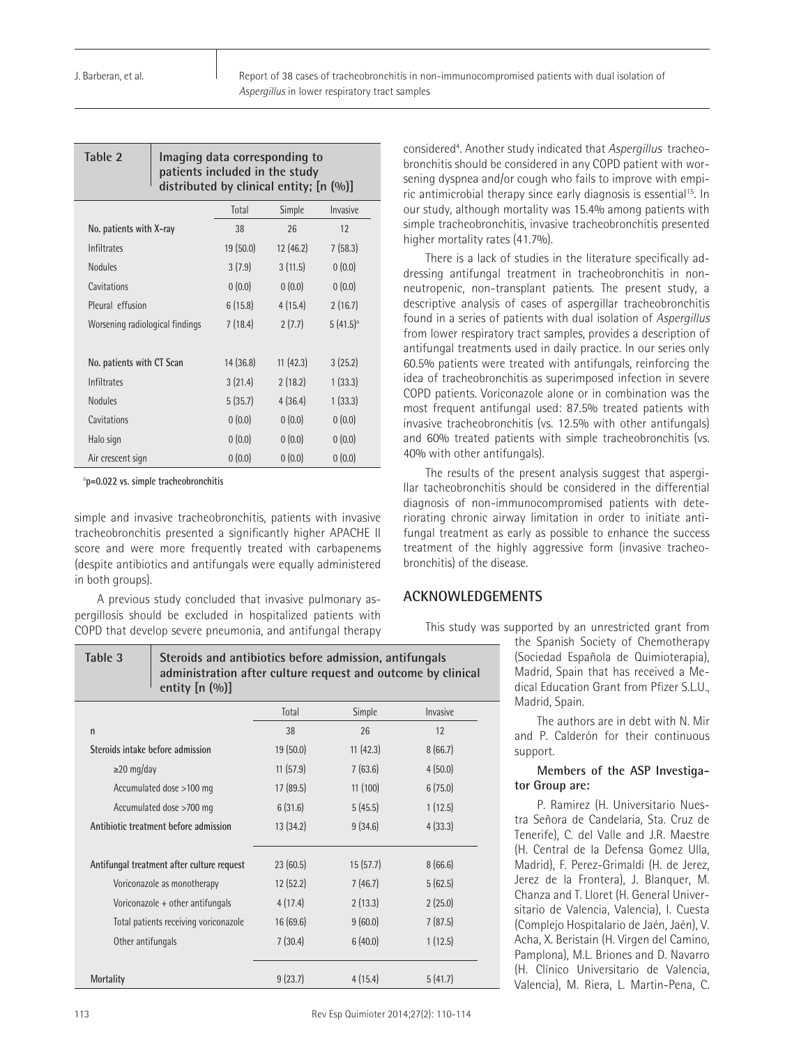**Table 2** Imaging data corresponding to patients included in the study distributed by clinical entity; [n (%)]

| | Total | Simple | Invasive |
|---|---|---|---|
| No. patients with X-ray | 38 | 26 | 12 |
| Infiltrates | 19 (50.0) | 12 (46.2) | 7 (58.3) |
| Nodules | 3 (7.9) | 3 (11.5) | 0 (0.0) |
| Cavitations | 0 (0.0) | 0 (0.0) | 0 (0.0) |
| Pleural effusion | 6 (15.8) | 4 (15.4) | 2 (16.7) |
| Worsening radiological findings | 7 (18.4) | 2 (7.7) | 5 (41.5)[a] |
| | | | |
| No. patients with CT Scan | 14 (36.8) | 11 (42.3) | 3 (25.2) |
| Infiltrates | 3 (21.4) | 2 (18.2) | 1 (33.3) |
| Nodules | 5 (35.7) | 4 (36.4) | 1 (33.3) |
| Cavitations | 0 (0.0) | 0 (0.0) | 0 (0.0) |
| Halo sign | 0 (0.0) | 0 (0.0) | 0 (0.0) |
| Air crescent sign | 0 (0.0) | 0 (0.0) | 0 (0.0) |

[a]p=0.022 vs. simple tracheobronchitis

simple and invasive tracheobronchitis, patients with invasive tracheobronchitis presented a significantly higher APACHE II score and were more frequently treated with carbapenems (despite antibiotics and antifungals were equally administered in both groups).

A previous study concluded that invasive pulmonary aspergillosis should be excluded in hospitalized patients with COPD that develop severe pneumonia, and antifungal therapy considered[4]. Another study indicated that *Aspergillus* tracheobronchitis should be considered in any COPD patient with worsening dyspnea and/or cough who fails to improve with empiric antimicrobial therapy since early diagnosis is essential[15]. In our study, although mortality was 15.4% among patients with simple tracheobronchitis, invasive tracheobronchitis presented higher mortality rates (41.7%).

There is a lack of studies in the literature specifically addressing antifungal treatment in tracheobronchitis in non-neutropenic, non-transplant patients. The present study, a descriptive analysis of cases of aspergillar tracheobronchitis found in a series of patients with dual isolation of *Aspergillus* from lower respiratory tract samples, provides a description of antifungal treatments used in daily practice. In our series only 60.5% patients were treated with antifungals, reinforcing the idea of tracheobronchitis as superimposed infection in severe COPD patients. Voriconazole alone or in combination was the most frequent antifungal used: 87.5% treated patients with invasive tracheobronchitis (vs. 12.5% with other antifungals) and 60% treated patients with simple tracheobronchitis (vs. 40% with other antifungals).

The results of the present analysis suggest that aspergillar tacheobronchitis should be considered in the differential diagnosis of non-immunocompromised patients with deteriorating chronic airway limitation in order to initiate antifungal treatment as early as possible to enhance the success treatment of the highly aggressive form (invasive tracheobronchitis) of the disease.

**Table 3** Steroids and antibiotics before admission, antifungals administration after culture request and outcome by clinical entity [n (%)]

| | Total | Simple | Invasive |
|---|---|---|---|
| n | 38 | 26 | 12 |
| Steroids intake before admission | 19 (50.0) | 11 (42.3) | 8 (66.7) |
| ≥20 mg/day | 11 (57.9) | 7 (63.6) | 4 (50.0) |
| Accumulated dose >100 mg | 17 (89.5) | 11 (100) | 6 (75.0) |
| Accumulated dose >700 mg | 6 (31.6) | 5 (45.5) | 1 (12.5) |
| Antibiotic treatment before admission | 13 (34.2) | 9 (34.6) | 4 (33.3) |
| | | | |
| Antifungal treatment after culture request | 23 (60.5) | 15 (57.7) | 8 (66.6) |
| Voriconazole as monotherapy | 12 (52.2) | 7 (46.7) | 5 (62.5) |
| Voriconazole + other antifungals | 4 (17.4) | 2 (13.3) | 2 (25.0) |
| Total patients receiving voriconazole | 16 (69.6) | 9 (60.0) | 7 (87.5) |
| Other antifungals | 7 (30.4) | 6 (40.0) | 1 (12.5) |
| | | | |
| Mortality | 9 (23.7) | 4 (15.4) | 5 (41.7) |

## ACKNOWLEDGEMENTS

This study was supported by an unrestricted grant from the Spanish Society of Chemotherapy (Sociedad Española de Quimioterapia), Madrid, Spain that has received a Medical Education Grant from Pfizer S.L.U., Madrid, Spain.

The authors are in debt with N. Mir and P. Calderón for their continuous support.

**Members of the ASP Investigator Group are:**

P. Ramirez (H. Universitario Nuestra Señora de Candelaria, Sta. Cruz de Tenerife), C. del Valle and J.R. Maestre (H. Central de la Defensa Gomez Ulla, Madrid), F. Perez-Grimaldi (H. de Jerez, Jerez de la Frontera), J. Blanquer, M. Chanza and T. Lloret (H. General Universitario de Valencia, Valencia), I. Cuesta (Complejo Hospitalario de Jaén, Jaén), V. Acha, X. Beristain (H. Virgen del Camino, Pamplona), M.L. Briones and D. Navarro (H. Clínico Universitario de Valencia, Valencia), M. Riera, L. Martin-Pena, C.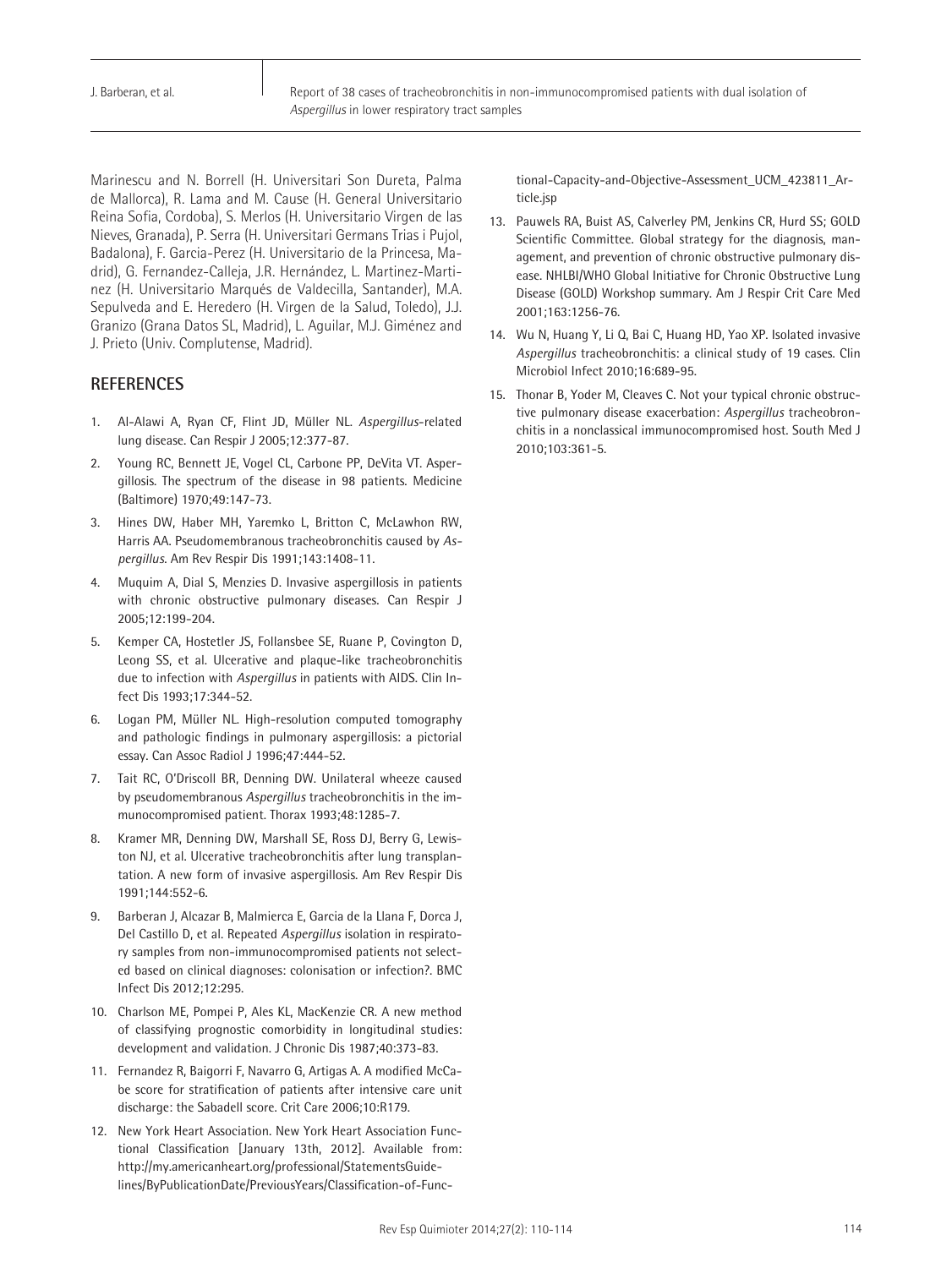Marinescu and N. Borrell (H. Universitari Son Dureta, Palma de Mallorca), R. Lama and M. Cause (H. General Universitario Reina Sofia, Cordoba), S. Merlos (H. Universitario Virgen de las Nieves, Granada), P. Serra (H. Universitari Germans Trias i Pujol, Badalona), F. Garcia-Perez (H. Universitario de la Princesa, Madrid), G. Fernandez-Calleja, J.R. Hernández, L. Martinez-Martinez (H. Universitario Marqués de Valdecilla, Santander), M.A. Sepulveda and E. Heredero (H. Virgen de la Salud, Toledo), J.J. Granizo (Grana Datos SL, Madrid), L. Aguilar, M.J. Giménez and J. Prieto (Univ. Complutense, Madrid).

## REFERENCES

1. Al-Alawi A, Ryan CF, Flint JD, Müller NL. *Aspergillus*-related lung disease. Can Respir J 2005;12:377-87.
2. Young RC, Bennett JE, Vogel CL, Carbone PP, DeVita VT. Aspergillosis. The spectrum of the disease in 98 patients. Medicine (Baltimore) 1970;49:147-73.
3. Hines DW, Haber MH, Yaremko L, Britton C, McLawhon RW, Harris AA. Pseudomembranous tracheobronchitis caused by *Aspergillus*. Am Rev Respir Dis 1991;143:1408-11.
4. Muquim A, Dial S, Menzies D. Invasive aspergillosis in patients with chronic obstructive pulmonary diseases. Can Respir J 2005;12:199-204.
5. Kemper CA, Hostetler JS, Follansbee SE, Ruane P, Covington D, Leong SS, et al. Ulcerative and plaque-like tracheobronchitis due to infection with *Aspergillus* in patients with AIDS. Clin Infect Dis 1993;17:344-52.
6. Logan PM, Müller NL. High-resolution computed tomography and pathologic findings in pulmonary aspergillosis: a pictorial essay. Can Assoc Radiol J 1996;47:444-52.
7. Tait RC, O'Driscoll BR, Denning DW. Unilateral wheeze caused by pseudomembranous *Aspergillus* tracheobronchitis in the immunocompromised patient. Thorax 1993;48:1285-7.
8. Kramer MR, Denning DW, Marshall SE, Ross DJ, Berry G, Lewiston NJ, et al. Ulcerative tracheobronchitis after lung transplantation. A new form of invasive aspergillosis. Am Rev Respir Dis 1991;144:552-6.
9. Barberan J, Alcazar B, Malmierca E, Garcia de la Llana F, Dorca J, Del Castillo D, et al. Repeated *Aspergillus* isolation in respiratory samples from non-immunocompromised patients not selected based on clinical diagnoses: colonisation or infection?. BMC Infect Dis 2012;12:295.
10. Charlson ME, Pompei P, Ales KL, MacKenzie CR. A new method of classifying prognostic comorbidity in longitudinal studies: development and validation. J Chronic Dis 1987;40:373-83.
11. Fernandez R, Baigorri F, Navarro G, Artigas A. A modified McCabe score for stratification of patients after intensive care unit discharge: the Sabadell score. Crit Care 2006;10:R179.
12. New York Heart Association. New York Heart Association Functional Classification [January 13th, 2012]. Available from: http://my.americanheart.org/professional/StatementsGuidelines/ByPublicationDate/PreviousYears/Classification-of-Functional-Capacity-and-Objective-Assessment_UCM_423811_Article.jsp
13. Pauwels RA, Buist AS, Calverley PM, Jenkins CR, Hurd SS; GOLD Scientific Committee. Global strategy for the diagnosis, management, and prevention of chronic obstructive pulmonary disease. NHLBI/WHO Global Initiative for Chronic Obstructive Lung Disease (GOLD) Workshop summary. Am J Respir Crit Care Med 2001;163:1256-76.
14. Wu N, Huang Y, Li Q, Bai C, Huang HD, Yao XP. Isolated invasive *Aspergillus* tracheobronchitis: a clinical study of 19 cases. Clin Microbiol Infect 2010;16:689-95.
15. Thonar B, Yoder M, Cleaves C. Not your typical chronic obstructive pulmonary disease exacerbation: *Aspergillus* tracheobronchitis in a nonclassical immunocompromised host. South Med J 2010;103:361-5.